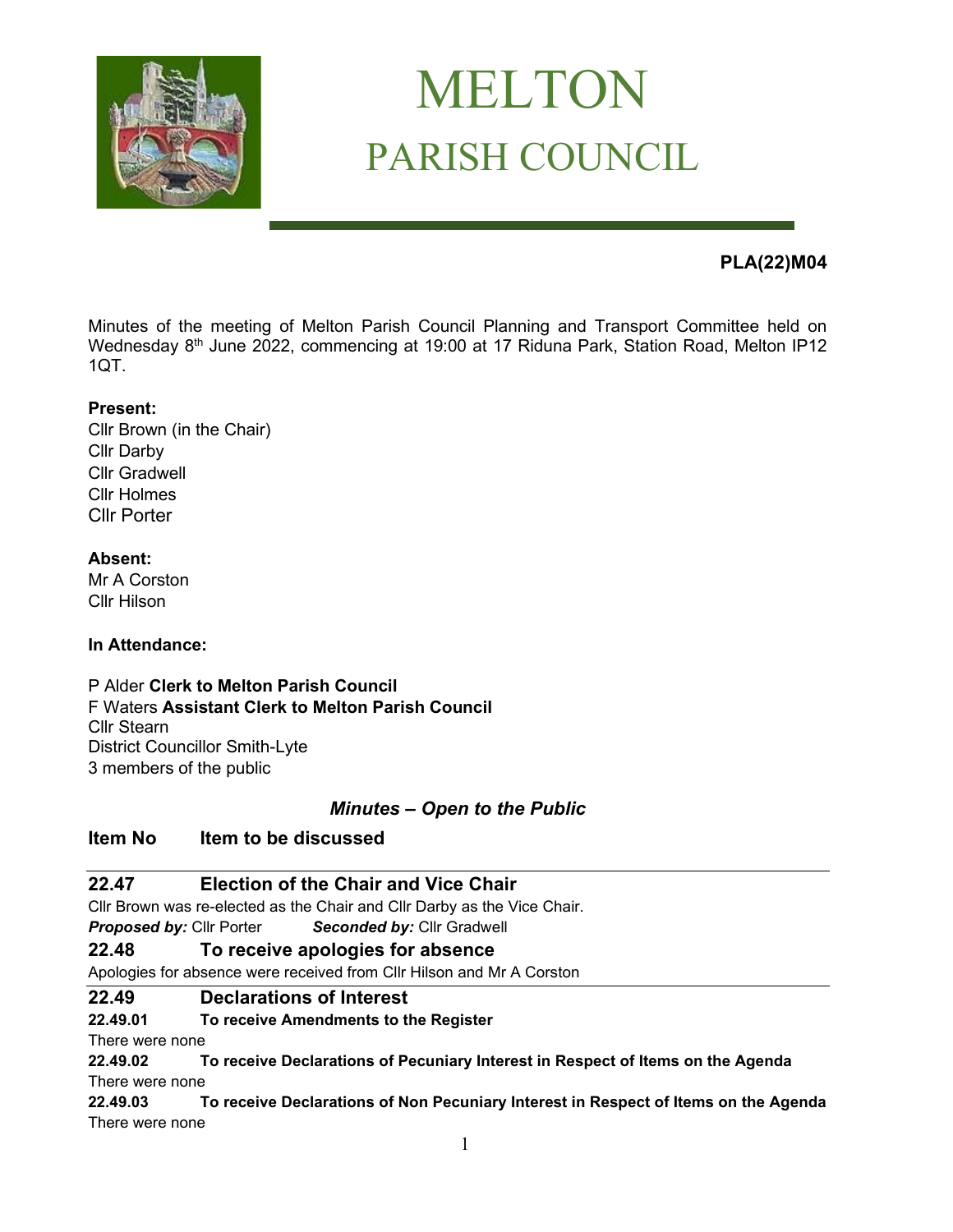# MELTON
## PARISH COUNCIL

**PLA(22)M04**

Minutes of the meeting of Melton Parish Council Planning and Transport Committee held on Wednesday 8th June 2022, commencing at 19:00 at 17 Riduna Park, Station Road, Melton IP12 1QT.

**Present:**
Cllr Brown (in the Chair)
Cllr Darby
Cllr Gradwell
Cllr Holmes
Cllr Porter

**Absent:**
Mr A Corston
Cllr Hilson

**In Attendance:**

P Alder **Clerk to Melton Parish Council**
F Waters **Assistant Clerk to Melton Parish Council**
Cllr Stearn
District Councillor Smith-Lyte
3 members of the public

***Minutes – Open to the Public***

**Item No** **Item to be discussed**

### 22.47 Election of the Chair and Vice Chair

Cllr Brown was re-elected as the Chair and Cllr Darby as the Vice Chair.
***Proposed by:*** Cllr Porter ***Seconded by:*** Cllr Gradwell

### 22.48 To receive apologies for absence

Apologies for absence were received from Cllr Hilson and Mr A Corston

### 22.49 Declarations of Interest

**22.49.01 To receive Amendments to the Register**
There were none

**22.49.02 To receive Declarations of Pecuniary Interest in Respect of Items on the Agenda**
There were none

**22.49.03 To receive Declarations of Non Pecuniary Interest in Respect of Items on the Agenda**
There were none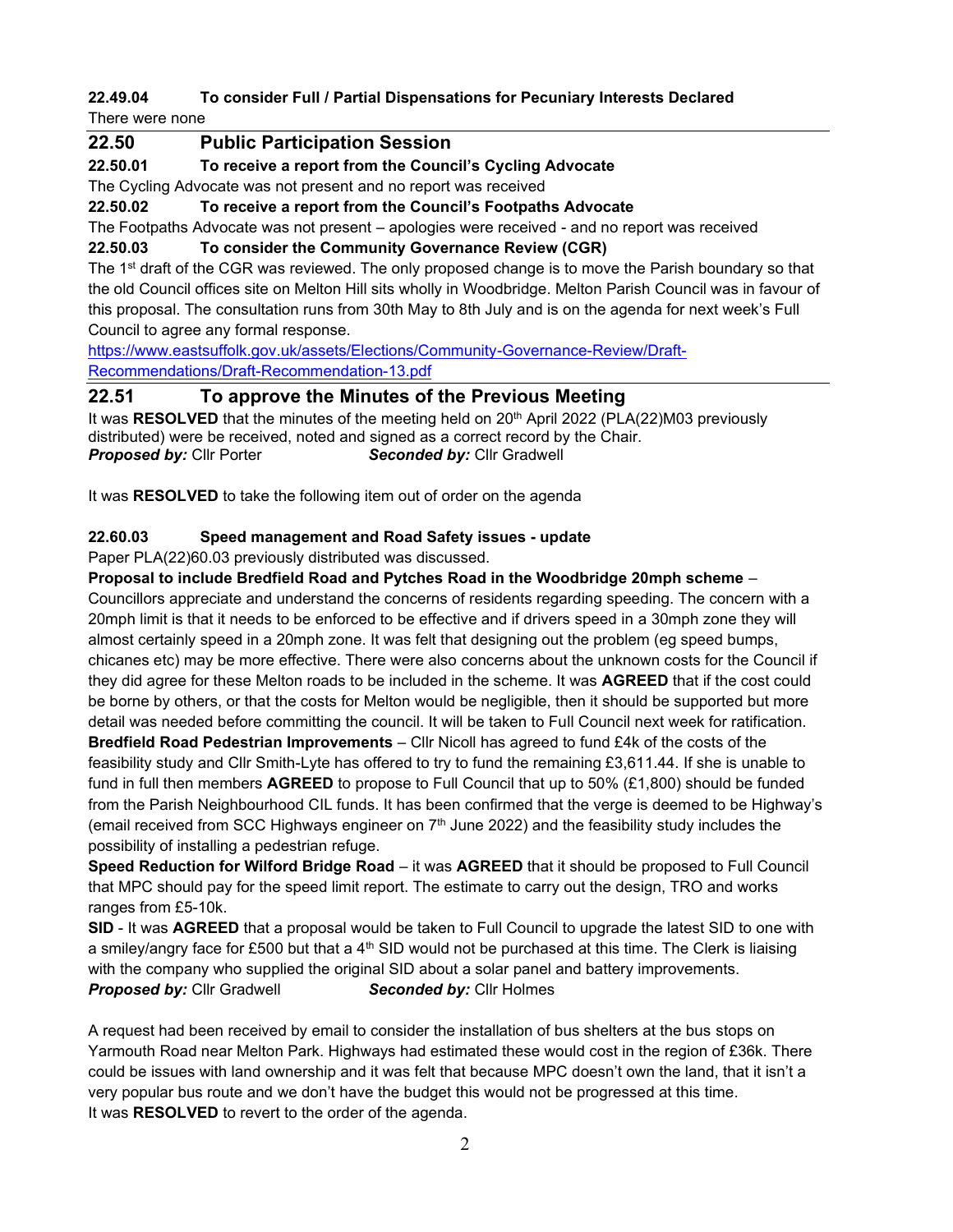**22.49.04 To consider Full / Partial Dispensations for Pecuniary Interests Declared**

There were none

## 22.50 Public Participation Session

**22.50.01 To receive a report from the Council's Cycling Advocate**

The Cycling Advocate was not present and no report was received

**22.50.02 To receive a report from the Council's Footpaths Advocate**

The Footpaths Advocate was not present – apologies were received - and no report was received

**22.50.03 To consider the Community Governance Review (CGR)**

The 1st draft of the CGR was reviewed. The only proposed change is to move the Parish boundary so that the old Council offices site on Melton Hill sits wholly in Woodbridge. Melton Parish Council was in favour of this proposal. The consultation runs from 30th May to 8th July and is on the agenda for next week's Full Council to agree any formal response.

[https://www.eastsuffolk.gov.uk/assets/Elections/Community-Governance-Review/Draft-Recommendations/Draft-Recommendation-13.pdf](https://www.eastsuffolk.gov.uk/assets/Elections/Community-Governance-Review/Draft-Recommendations/Draft-Recommendation-13.pdf)

## 22.51 To approve the Minutes of the Previous Meeting

It was **RESOLVED** that the minutes of the meeting held on 20th April 2022 (PLA(22)M03 previously distributed) were be received, noted and signed as a correct record by the Chair.

***Proposed by:*** Cllr Porter ***Seconded by:*** Cllr Gradwell

It was **RESOLVED** to take the following item out of order on the agenda

**22.60.03 Speed management and Road Safety issues - update**

Paper PLA(22)60.03 previously distributed was discussed.

**Proposal to include Bredfield Road and Pytches Road in the Woodbridge 20mph scheme** – Councillors appreciate and understand the concerns of residents regarding speeding. The concern with a 20mph limit is that it needs to be enforced to be effective and if drivers speed in a 30mph zone they will almost certainly speed in a 20mph zone. It was felt that designing out the problem (eg speed bumps, chicanes etc) may be more effective. There were also concerns about the unknown costs for the Council if they did agree for these Melton roads to be included in the scheme. It was **AGREED** that if the cost could be borne by others, or that the costs for Melton would be negligible, then it should be supported but more detail was needed before committing the council. It will be taken to Full Council next week for ratification.

**Bredfield Road Pedestrian Improvements** – Cllr Nicoll has agreed to fund £4k of the costs of the feasibility study and Cllr Smith-Lyte has offered to try to fund the remaining £3,611.44. If she is unable to fund in full then members **AGREED** to propose to Full Council that up to 50% (£1,800) should be funded from the Parish Neighbourhood CIL funds. It has been confirmed that the verge is deemed to be Highway's (email received from SCC Highways engineer on 7th June 2022) and the feasibility study includes the possibility of installing a pedestrian refuge.

**Speed Reduction for Wilford Bridge Road** – it was **AGREED** that it should be proposed to Full Council that MPC should pay for the speed limit report. The estimate to carry out the design, TRO and works ranges from £5-10k.

**SID** - It was **AGREED** that a proposal would be taken to Full Council to upgrade the latest SID to one with a smiley/angry face for £500 but that a 4th SID would not be purchased at this time. The Clerk is liaising with the company who supplied the original SID about a solar panel and battery improvements.

***Proposed by:*** Cllr Gradwell ***Seconded by:*** Cllr Holmes

A request had been received by email to consider the installation of bus shelters at the bus stops on Yarmouth Road near Melton Park. Highways had estimated these would cost in the region of £36k. There could be issues with land ownership and it was felt that because MPC doesn't own the land, that it isn't a very popular bus route and we don't have the budget this would not be progressed at this time.

It was **RESOLVED** to revert to the order of the agenda.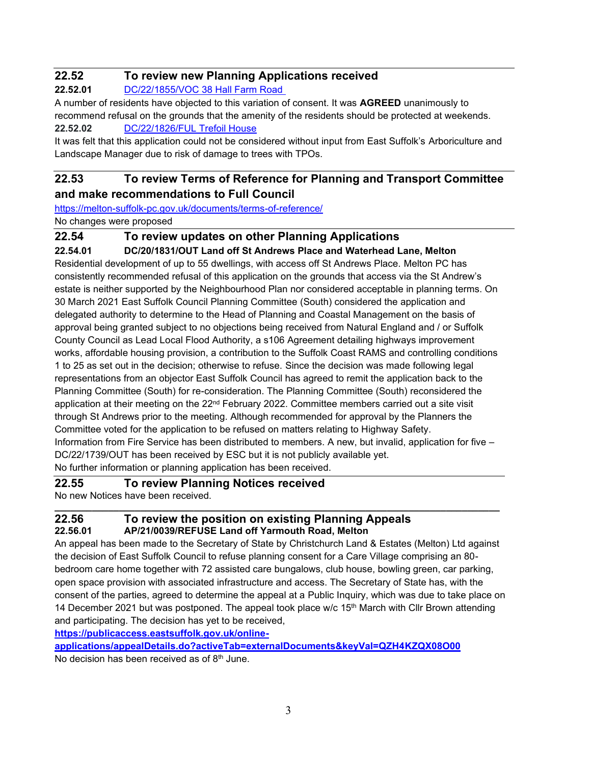## 22.52 To review new Planning Applications received

**22.52.01** [DC/22/1855/VOC 38 Hall Farm Road](#)

A number of residents have objected to this variation of consent. It was **AGREED** unanimously to recommend refusal on the grounds that the amenity of the residents should be protected at weekends.

**22.52.02** [DC/22/1826/FUL Trefoil House](#)

It was felt that this application could not be considered without input from East Suffolk's Arboriculture and Landscape Manager due to risk of damage to trees with TPOs.

## 22.53 To review Terms of Reference for Planning and Transport Committee and make recommendations to Full Council

https://melton-suffolk-pc.gov.uk/documents/terms-of-reference/

No changes were proposed

## 22.54 To review updates on other Planning Applications

**22.54.01 DC/20/1831/OUT Land off St Andrews Place and Waterhead Lane, Melton**

Residential development of up to 55 dwellings, with access off St Andrews Place. Melton PC has consistently recommended refusal of this application on the grounds that access via the St Andrew's estate is neither supported by the Neighbourhood Plan nor considered acceptable in planning terms. On 30 March 2021 East Suffolk Council Planning Committee (South) considered the application and delegated authority to determine to the Head of Planning and Coastal Management on the basis of approval being granted subject to no objections being received from Natural England and / or Suffolk County Council as Lead Local Flood Authority, a s106 Agreement detailing highways improvement works, affordable housing provision, a contribution to the Suffolk Coast RAMS and controlling conditions 1 to 25 as set out in the decision; otherwise to refuse. Since the decision was made following legal representations from an objector East Suffolk Council has agreed to remit the application back to the Planning Committee (South) for re-consideration. The Planning Committee (South) reconsidered the application at their meeting on the 22nd February 2022. Committee members carried out a site visit through St Andrews prior to the meeting. Although recommended for approval by the Planners the Committee voted for the application to be refused on matters relating to Highway Safety.

Information from Fire Service has been distributed to members. A new, but invalid, application for five – DC/22/1739/OUT has been received by ESC but it is not publicly available yet.

No further information or planning application has been received.

## 22.55 To review Planning Notices received

No new Notices have been received.

## 22.56 To review the position on existing Planning Appeals

**22.56.01 AP/21/0039/REFUSE Land off Yarmouth Road, Melton**

An appeal has been made to the Secretary of State by Christchurch Land & Estates (Melton) Ltd against the decision of East Suffolk Council to refuse planning consent for a Care Village comprising an 80-bedroom care home together with 72 assisted care bungalows, club house, bowling green, car parking, open space provision with associated infrastructure and access. The Secretary of State has, with the consent of the parties, agreed to determine the appeal at a Public Inquiry, which was due to take place on 14 December 2021 but was postponed. The appeal took place w/c 15th March with Cllr Brown attending and participating. The decision has yet to be received,

**https://publicaccess.eastsuffolk.gov.uk/online-applications/appealDetails.do?activeTab=externalDocuments&keyVal=QZH4KZQX08O00**

No decision has been received as of 8th June.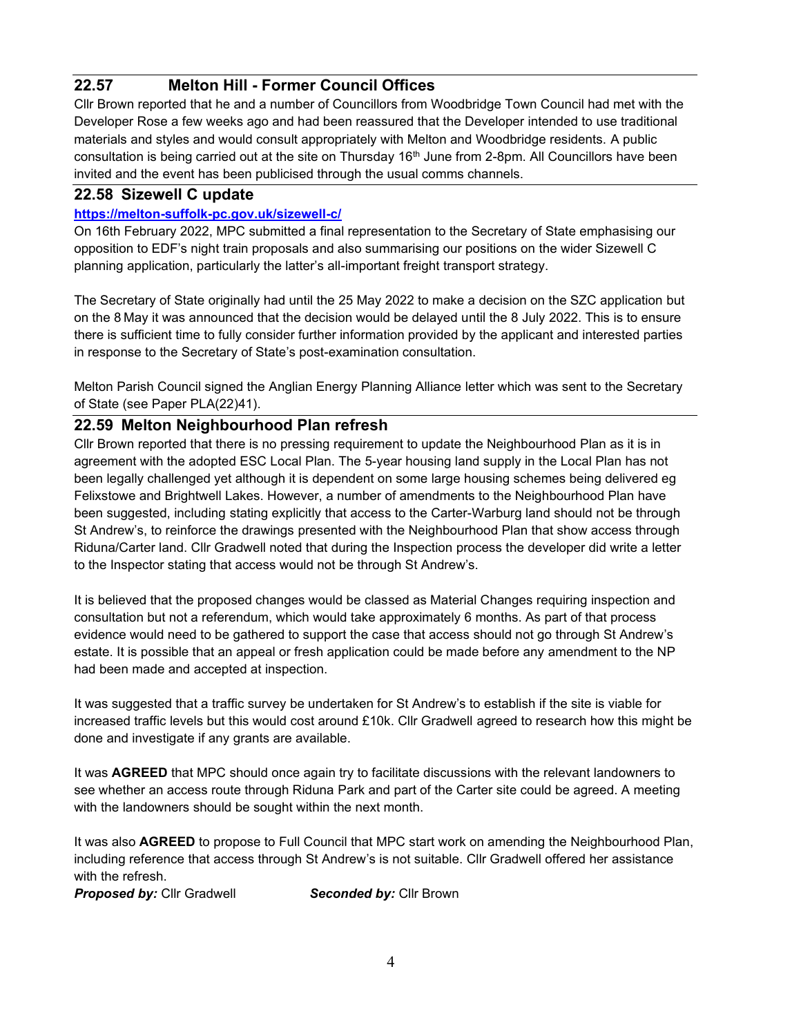## 22.57 Melton Hill - Former Council Offices

Cllr Brown reported that he and a number of Councillors from Woodbridge Town Council had met with the Developer Rose a few weeks ago and had been reassured that the Developer intended to use traditional materials and styles and would consult appropriately with Melton and Woodbridge residents. A public consultation is being carried out at the site on Thursday 16th June from 2-8pm. All Councillors have been invited and the event has been publicised through the usual comms channels.

## 22.58 Sizewell C update

**https://melton-suffolk-pc.gov.uk/sizewell-c/**

On 16th February 2022, MPC submitted a final representation to the Secretary of State emphasising our opposition to EDF's night train proposals and also summarising our positions on the wider Sizewell C planning application, particularly the latter's all-important freight transport strategy.

The Secretary of State originally had until the 25 May 2022 to make a decision on the SZC application but on the 8 May it was announced that the decision would be delayed until the 8 July 2022. This is to ensure there is sufficient time to fully consider further information provided by the applicant and interested parties in response to the Secretary of State's post-examination consultation.

Melton Parish Council signed the Anglian Energy Planning Alliance letter which was sent to the Secretary of State (see Paper PLA(22)41).

## 22.59 Melton Neighbourhood Plan refresh

Cllr Brown reported that there is no pressing requirement to update the Neighbourhood Plan as it is in agreement with the adopted ESC Local Plan. The 5-year housing land supply in the Local Plan has not been legally challenged yet although it is dependent on some large housing schemes being delivered eg Felixstowe and Brightwell Lakes. However, a number of amendments to the Neighbourhood Plan have been suggested, including stating explicitly that access to the Carter-Warburg land should not be through St Andrew's, to reinforce the drawings presented with the Neighbourhood Plan that show access through Riduna/Carter land. Cllr Gradwell noted that during the Inspection process the developer did write a letter to the Inspector stating that access would not be through St Andrew's.

It is believed that the proposed changes would be classed as Material Changes requiring inspection and consultation but not a referendum, which would take approximately 6 months. As part of that process evidence would need to be gathered to support the case that access should not go through St Andrew's estate. It is possible that an appeal or fresh application could be made before any amendment to the NP had been made and accepted at inspection.

It was suggested that a traffic survey be undertaken for St Andrew's to establish if the site is viable for increased traffic levels but this would cost around £10k. Cllr Gradwell agreed to research how this might be done and investigate if any grants are available.

It was **AGREED** that MPC should once again try to facilitate discussions with the relevant landowners to see whether an access route through Riduna Park and part of the Carter site could be agreed. A meeting with the landowners should be sought within the next month.

It was also **AGREED** to propose to Full Council that MPC start work on amending the Neighbourhood Plan, including reference that access through St Andrew's is not suitable. Cllr Gradwell offered her assistance with the refresh.

***Proposed by:*** Cllr Gradwell ***Seconded by:*** Cllr Brown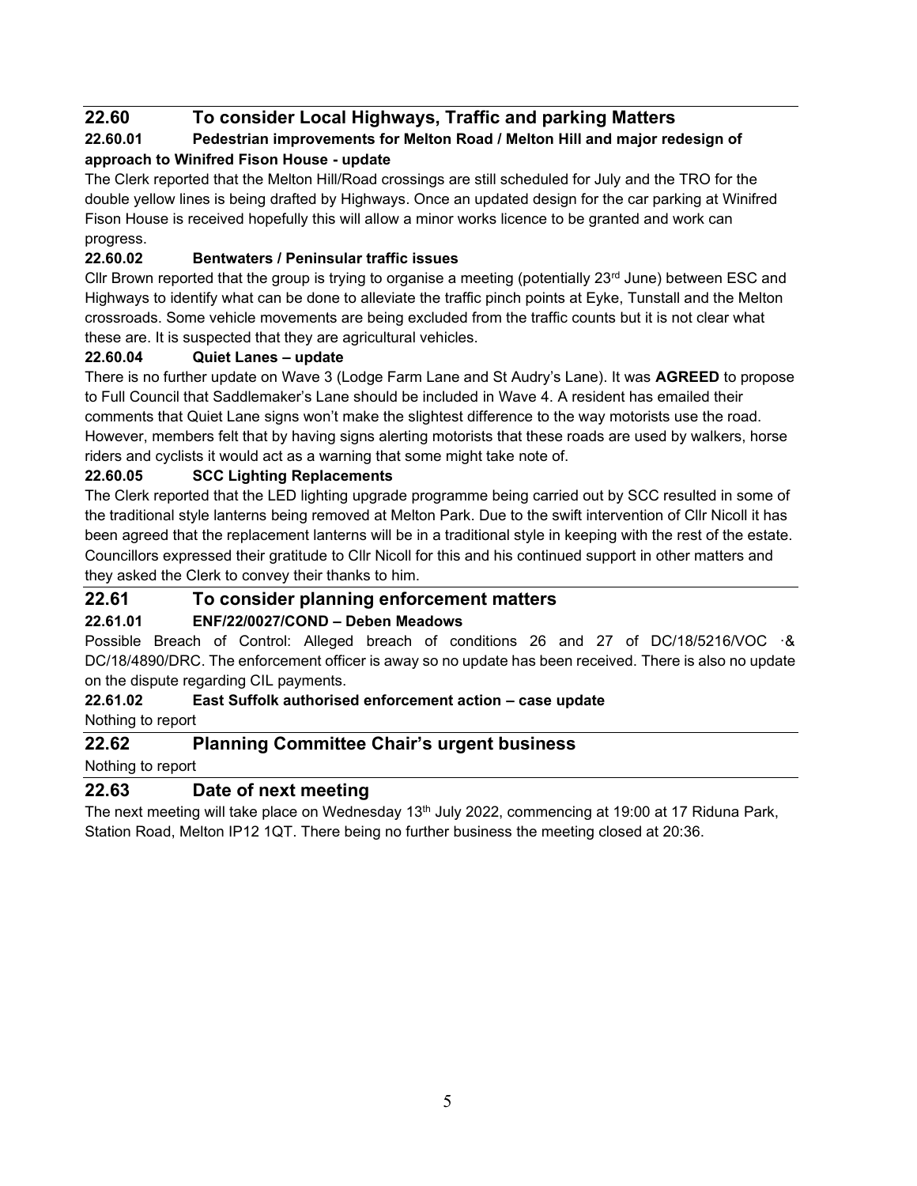## 22.60 To consider Local Highways, Traffic and parking Matters

### 22.60.01 Pedestrian improvements for Melton Road / Melton Hill and major redesign of approach to Winifred Fison House - update

The Clerk reported that the Melton Hill/Road crossings are still scheduled for July and the TRO for the double yellow lines is being drafted by Highways. Once an updated design for the car parking at Winifred Fison House is received hopefully this will allow a minor works licence to be granted and work can progress.

### 22.60.02 Bentwaters / Peninsular traffic issues

Cllr Brown reported that the group is trying to organise a meeting (potentially 23rd June) between ESC and Highways to identify what can be done to alleviate the traffic pinch points at Eyke, Tunstall and the Melton crossroads. Some vehicle movements are being excluded from the traffic counts but it is not clear what these are. It is suspected that they are agricultural vehicles.

### 22.60.04 Quiet Lanes – update

There is no further update on Wave 3 (Lodge Farm Lane and St Audry's Lane). It was **AGREED** to propose to Full Council that Saddlemaker's Lane should be included in Wave 4. A resident has emailed their comments that Quiet Lane signs won't make the slightest difference to the way motorists use the road. However, members felt that by having signs alerting motorists that these roads are used by walkers, horse riders and cyclists it would act as a warning that some might take note of.

### 22.60.05 SCC Lighting Replacements

The Clerk reported that the LED lighting upgrade programme being carried out by SCC resulted in some of the traditional style lanterns being removed at Melton Park. Due to the swift intervention of Cllr Nicoll it has been agreed that the replacement lanterns will be in a traditional style in keeping with the rest of the estate. Councillors expressed their gratitude to Cllr Nicoll for this and his continued support in other matters and they asked the Clerk to convey their thanks to him.

## 22.61 To consider planning enforcement matters

### 22.61.01 ENF/22/0027/COND – Deben Meadows

Possible Breach of Control: Alleged breach of conditions 26 and 27 of DC/18/5216/VOC ·& DC/18/4890/DRC. The enforcement officer is away so no update has been received. There is also no update on the dispute regarding CIL payments.

### 22.61.02 East Suffolk authorised enforcement action – case update

Nothing to report

## 22.62 Planning Committee Chair's urgent business

Nothing to report

## 22.63 Date of next meeting

The next meeting will take place on Wednesday 13th July 2022, commencing at 19:00 at 17 Riduna Park, Station Road, Melton IP12 1QT. There being no further business the meeting closed at 20:36.